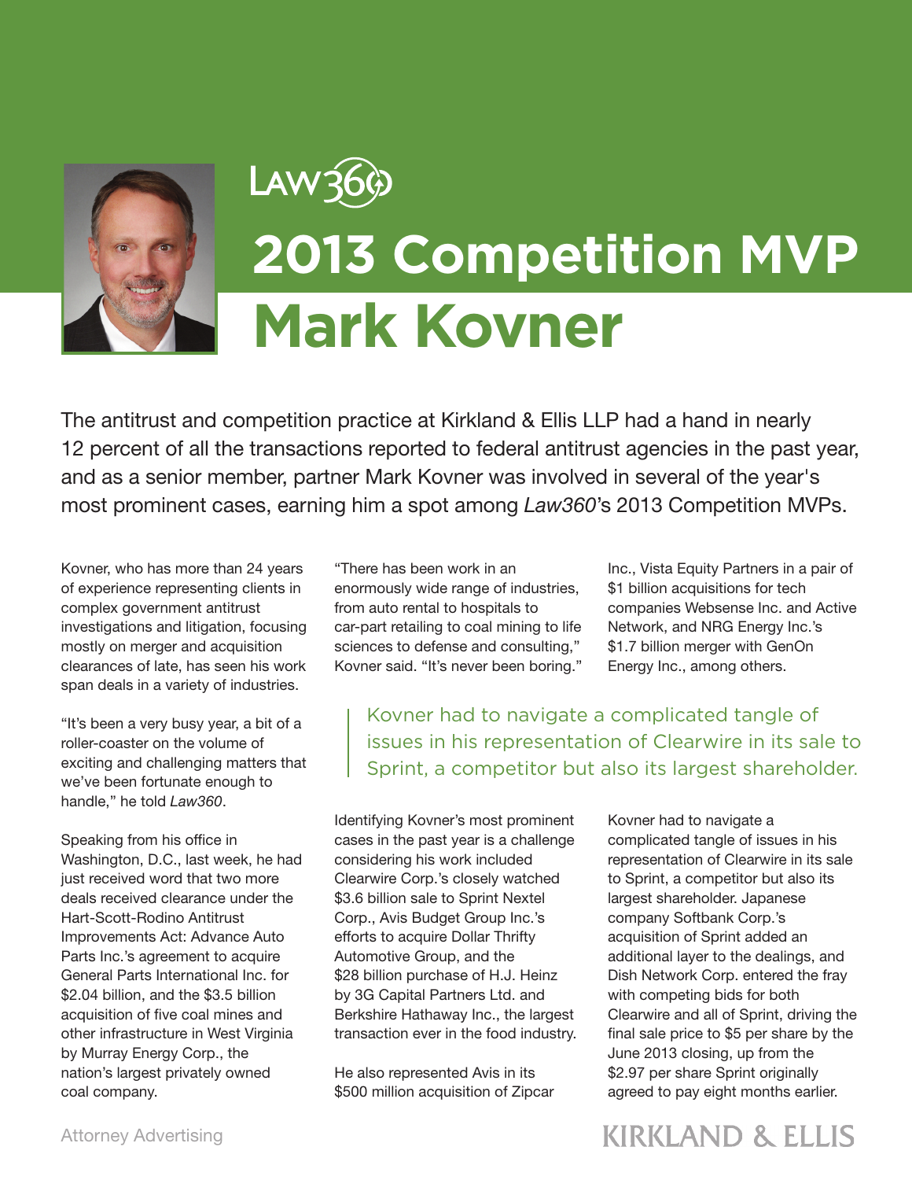Law360

# 2013 Competition MVP

# Mark Kovner

The antitrust and competition practice at Kirkland & Ellis LLP had a hand in nearly 12 percent of all the transactions reported to federal antitrust agencies in the past year, and as a senior member, partner Mark Kovner was involved in several of the year's most prominent cases, earning him a spot among *Law360*'s 2013 Competition MVPs.

Kovner, who has more than 24 years of experience representing clients in complex government antitrust investigations and litigation, focusing mostly on merger and acquisition clearances of late, has seen his work span deals in a variety of industries.

"It's been a very busy year, a bit of a roller-coaster on the volume of exciting and challenging matters that we've been fortunate enough to handle," he told *Law360*.

Speaking from his office in Washington, D.C., last week, he had just received word that two more deals received clearance under the Hart-Scott-Rodino Antitrust Improvements Act: Advance Auto Parts Inc.'s agreement to acquire General Parts International Inc. for $2.04 billion, and the $3.5 billion acquisition of five coal mines and other infrastructure in West Virginia by Murray Energy Corp., the nation's largest privately owned coal company.

"There has been work in an enormously wide range of industries, from auto rental to hospitals to car-part retailing to coal mining to life sciences to defense and consulting," Kovner said. "It's never been boring."

Identifying Kovner's most prominent cases in the past year is a challenge considering his work included Clearwire Corp.'s closely watched $3.6 billion sale to Sprint Nextel Corp., Avis Budget Group Inc.'s efforts to acquire Dollar Thrifty Automotive Group, and the $28 billion purchase of H.J. Heinz by 3G Capital Partners Ltd. and Berkshire Hathaway Inc., the largest transaction ever in the food industry.

He also represented Avis in its $500 million acquisition of Zipcar Inc., Vista Equity Partners in a pair of $1 billion acquisitions for tech companies Websense Inc. and Active Network, and NRG Energy Inc.'s $1.7 billion merger with GenOn Energy Inc., among others.

> Kovner had to navigate a complicated tangle of issues in his representation of Clearwire in its sale to Sprint, a competitor but also its largest shareholder.

Kovner had to navigate a complicated tangle of issues in his representation of Clearwire in its sale to Sprint, a competitor but also its largest shareholder. Japanese company Softbank Corp.'s acquisition of Sprint added an additional layer to the dealings, and Dish Network Corp. entered the fray with competing bids for both Clearwire and all of Sprint, driving the final sale price to $5 per share by the June 2013 closing, up from the $2.97 per share Sprint originally agreed to pay eight months earlier.

Attorney Advertising

KIRKLAND & ELLIS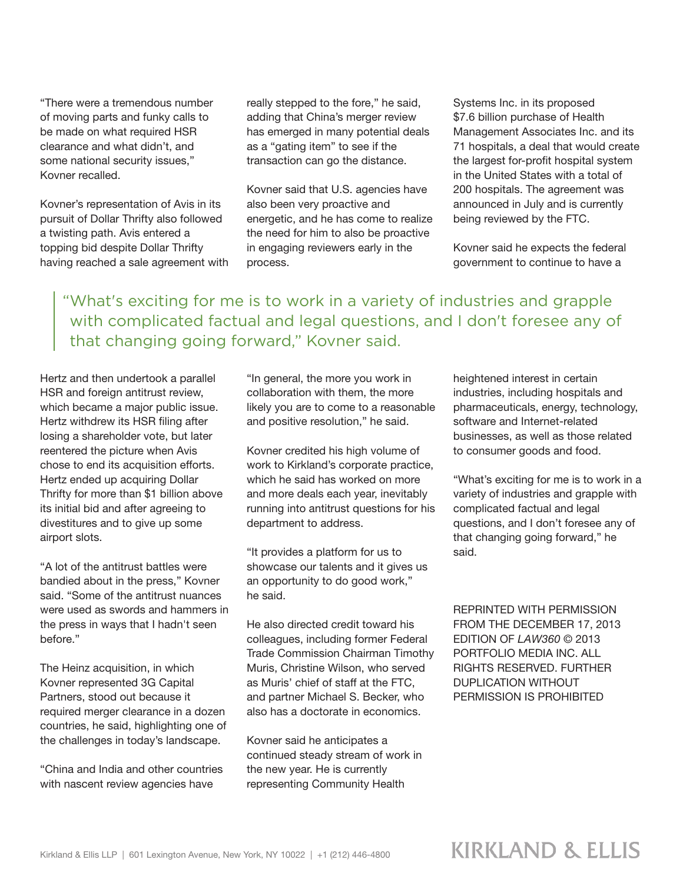"There were a tremendous number of moving parts and funky calls to be made on what required HSR clearance and what didn't, and some national security issues," Kovner recalled.

Kovner's representation of Avis in its pursuit of Dollar Thrifty also followed a twisting path. Avis entered a topping bid despite Dollar Thrifty having reached a sale agreement with Hertz and then undertook a parallel HSR and foreign antitrust review, which became a major public issue. Hertz withdrew its HSR filing after losing a shareholder vote, but later reentered the picture when Avis chose to end its acquisition efforts. Hertz ended up acquiring Dollar Thrifty for more than $1 billion above its initial bid and after agreeing to divestitures and to give up some airport slots.

"A lot of the antitrust battles were bandied about in the press," Kovner said. "Some of the antitrust nuances were used as swords and hammers in the press in ways that I hadn't seen before."

The Heinz acquisition, in which Kovner represented 3G Capital Partners, stood out because it required merger clearance in a dozen countries, he said, highlighting one of the challenges in today's landscape.

"China and India and other countries with nascent review agencies have really stepped to the fore," he said, adding that China's merger review has emerged in many potential deals as a "gating item" to see if the transaction can go the distance.

Kovner said that U.S. agencies have also been very proactive and energetic, and he has come to realize the need for him to also be proactive in engaging reviewers early in the process.

"In general, the more you work in collaboration with them, the more likely you are to come to a reasonable and positive resolution," he said.

Kovner credited his high volume of work to Kirkland's corporate practice, which he said has worked on more and more deals each year, inevitably running into antitrust questions for his department to address.

"It provides a platform for us to showcase our talents and it gives us an opportunity to do good work," he said.

He also directed credit toward his colleagues, including former Federal Trade Commission Chairman Timothy Muris, Christine Wilson, who served as Muris' chief of staff at the FTC, and partner Michael S. Becker, who also has a doctorate in economics.

Kovner said he anticipates a continued steady stream of work in the new year. He is currently representing Community Health Systems Inc. in its proposed $7.6 billion purchase of Health Management Associates Inc. and its 71 hospitals, a deal that would create the largest for-profit hospital system in the United States with a total of 200 hospitals. The agreement was announced in July and is currently being reviewed by the FTC.

Kovner said he expects the federal government to continue to have a heightened interest in certain industries, including hospitals and pharmaceuticals, energy, technology, software and Internet-related businesses, as well as those related to consumer goods and food.

> "What's exciting for me is to work in a variety of industries and grapple with complicated factual and legal questions, and I don't foresee any of that changing going forward," Kovner said.

"What's exciting for me is to work in a variety of industries and grapple with complicated factual and legal questions, and I don't foresee any of that changing going forward," he said.

REPRINTED WITH PERMISSION FROM THE DECEMBER 17, 2013 EDITION OF *LAW360* © 2013 PORTFOLIO MEDIA INC. ALL RIGHTS RESERVED. FURTHER DUPLICATION WITHOUT PERMISSION IS PROHIBITED

Kirkland & Ellis LLP | 601 Lexington Avenue, New York, NY 10022 | +1 (212) 446-4800

KIRKLAND & ELLIS